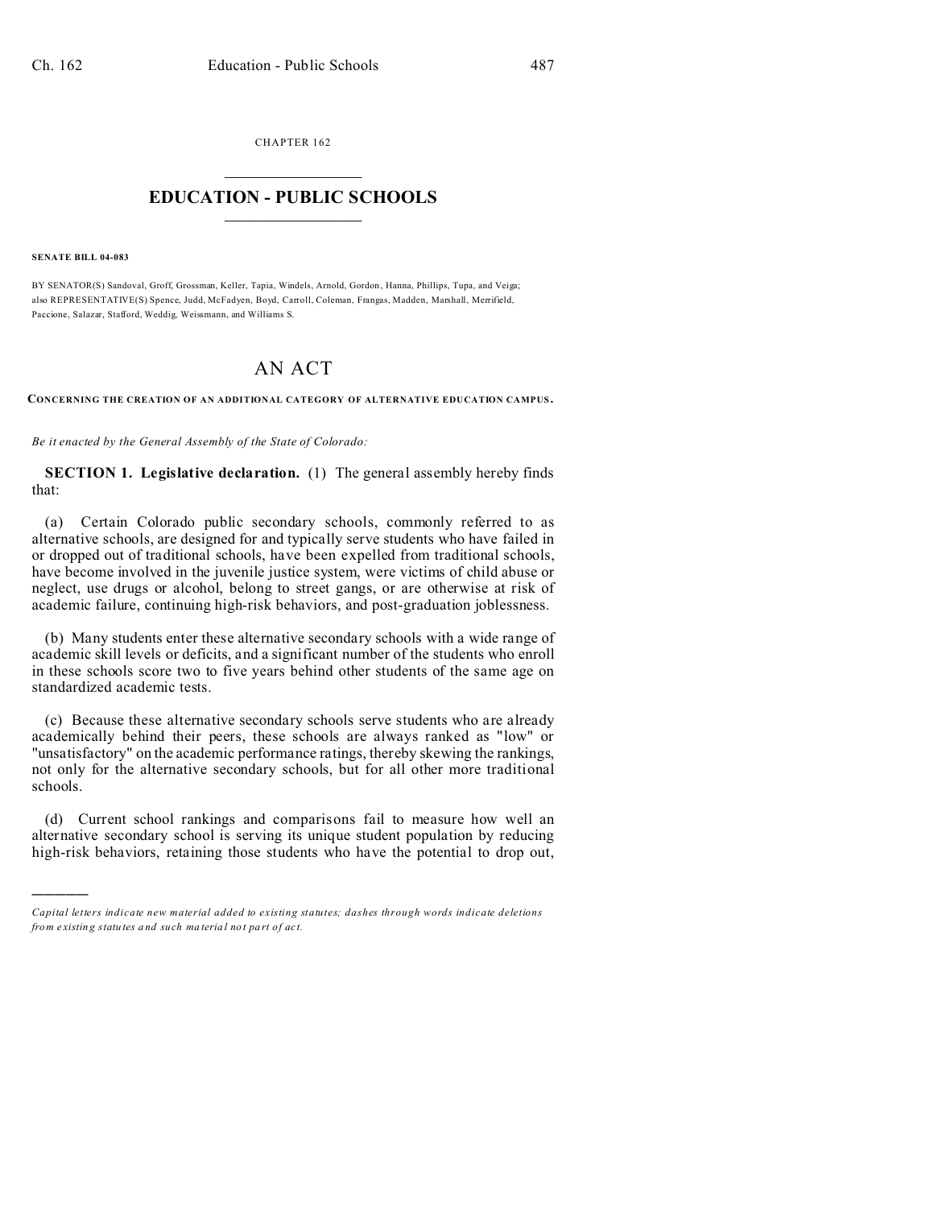CHAPTER 162

# EDUCATION - PUBLIC SCHOOLS

**SENATE BILL 04-083**

BY SENATOR(S) Sandoval, Groff, Grossman, Keller, Tapia, Windels, Arnold, Gordon, Hanna, Phillips, Tupa, and Veiga;
also REPRESENTATIVE(S) Spence, Judd, McFadyen, Boyd, Carroll, Coleman, Frangas, Madden, Marshall, Merrifield, Paccione, Salazar, Stafford, Weddig, Weissmann, and Williams S.

# AN ACT

**CONCERNING THE CREATION OF AN ADDITIONAL CATEGORY OF ALTERNATIVE EDUCATION CAMPUS.**

*Be it enacted by the General Assembly of the State of Colorado:*

**SECTION 1. Legislative declaration.** (1) The general assembly hereby finds that:

(a) Certain Colorado public secondary schools, commonly referred to as alternative schools, are designed for and typically serve students who have failed in or dropped out of traditional schools, have been expelled from traditional schools, have become involved in the juvenile justice system, were victims of child abuse or neglect, use drugs or alcohol, belong to street gangs, or are otherwise at risk of academic failure, continuing high-risk behaviors, and post-graduation joblessness.

(b) Many students enter these alternative secondary schools with a wide range of academic skill levels or deficits, and a significant number of the students who enroll in these schools score two to five years behind other students of the same age on standardized academic tests.

(c) Because these alternative secondary schools serve students who are already academically behind their peers, these schools are always ranked as "low" or "unsatisfactory" on the academic performance ratings, thereby skewing the rankings, not only for the alternative secondary schools, but for all other more traditional schools.

(d) Current school rankings and comparisons fail to measure how well an alternative secondary school is serving its unique student population by reducing high-risk behaviors, retaining those students who have the potential to drop out,

---

*Capital letters indicate new material added to existing statutes; dashes through words indicate deletions from existing statutes and such material not part of act.*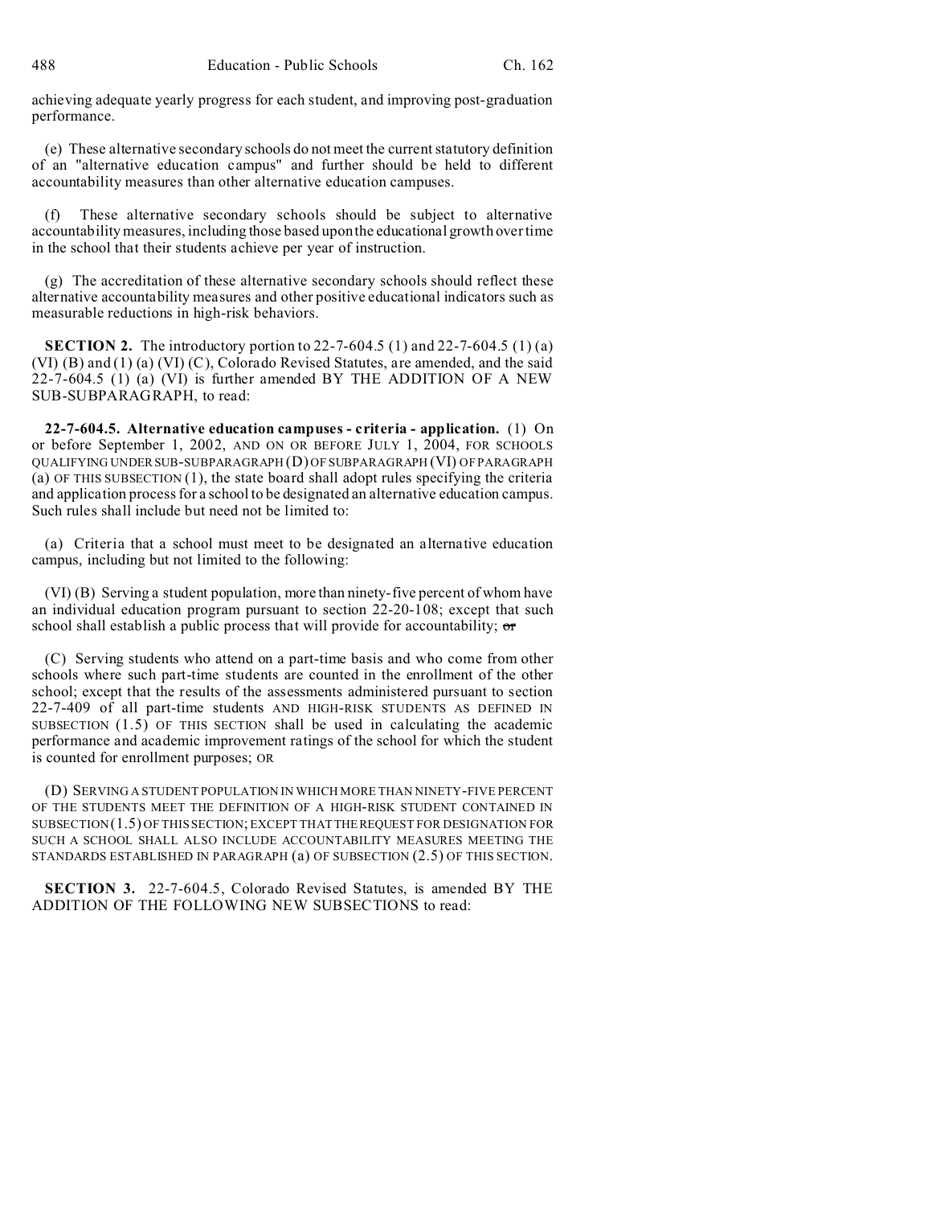achieving adequate yearly progress for each student, and improving post-graduation performance.

(e) These alternative secondary schools do not meet the current statutory definition of an "alternative education campus" and further should be held to different accountability measures than other alternative education campuses.

(f) These alternative secondary schools should be subject to alternative accountability measures, including those based upon the educational growth over time in the school that their students achieve per year of instruction.

(g) The accreditation of these alternative secondary schools should reflect these alternative accountability measures and other positive educational indicators such as measurable reductions in high-risk behaviors.

**SECTION 2.** The introductory portion to 22-7-604.5 (1) and 22-7-604.5 (1) (a) (VI) (B) and (1) (a) (VI) (C), Colorado Revised Statutes, are amended, and the said 22-7-604.5 (1) (a) (VI) is further amended BY THE ADDITION OF A NEW SUB-SUBPARAGRAPH, to read:

**22-7-604.5. Alternative education campuses - criteria - application.** (1) On or before September 1, 2002, AND ON OR BEFORE JULY 1, 2004, FOR SCHOOLS QUALIFYING UNDER SUB-SUBPARAGRAPH (D) OF SUBPARAGRAPH (VI) OF PARAGRAPH (a) OF THIS SUBSECTION (1), the state board shall adopt rules specifying the criteria and application process for a school to be designated an alternative education campus. Such rules shall include but need not be limited to:

(a) Criteria that a school must meet to be designated an alternative education campus, including but not limited to the following:

(VI) (B) Serving a student population, more than ninety-five percent of whom have an individual education program pursuant to section 22-20-108; except that such school shall establish a public process that will provide for accountability; ~~or~~

(C) Serving students who attend on a part-time basis and who come from other schools where such part-time students are counted in the enrollment of the other school; except that the results of the assessments administered pursuant to section 22-7-409 of all part-time students AND HIGH-RISK STUDENTS AS DEFINED IN SUBSECTION (1.5) OF THIS SECTION shall be used in calculating the academic performance and academic improvement ratings of the school for which the student is counted for enrollment purposes; OR

(D) SERVING A STUDENT POPULATION IN WHICH MORE THAN NINETY-FIVE PERCENT OF THE STUDENTS MEET THE DEFINITION OF A HIGH-RISK STUDENT CONTAINED IN SUBSECTION (1.5) OF THIS SECTION; EXCEPT THAT THE REQUEST FOR DESIGNATION FOR SUCH A SCHOOL SHALL ALSO INCLUDE ACCOUNTABILITY MEASURES MEETING THE STANDARDS ESTABLISHED IN PARAGRAPH (a) OF SUBSECTION (2.5) OF THIS SECTION.

**SECTION 3.** 22-7-604.5, Colorado Revised Statutes, is amended BY THE ADDITION OF THE FOLLOWING NEW SUBSECTIONS to read: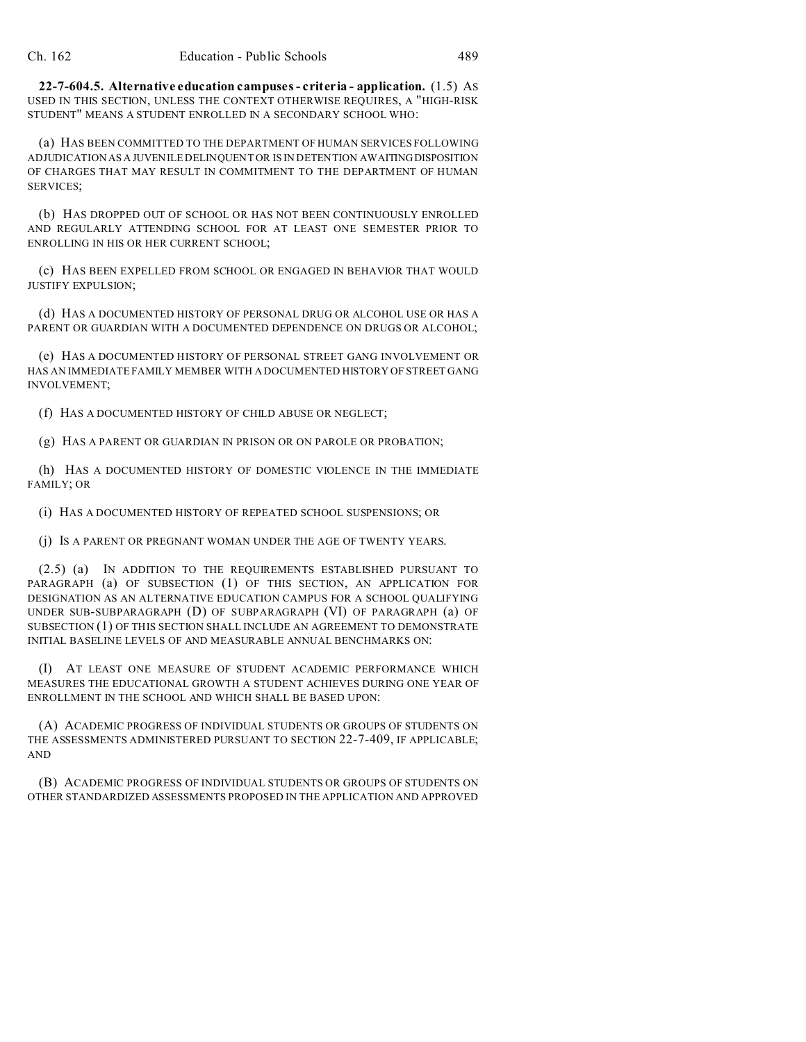**22-7-604.5. Alternative education campuses - criteria - application.** (1.5) AS USED IN THIS SECTION, UNLESS THE CONTEXT OTHERWISE REQUIRES, A "HIGH-RISK STUDENT" MEANS A STUDENT ENROLLED IN A SECONDARY SCHOOL WHO:

(a) HAS BEEN COMMITTED TO THE DEPARTMENT OF HUMAN SERVICES FOLLOWING ADJUDICATION AS A JUVENILE DELINQUENT OR IS IN DETENTION AWAITING DISPOSITION OF CHARGES THAT MAY RESULT IN COMMITMENT TO THE DEPARTMENT OF HUMAN SERVICES;

(b) HAS DROPPED OUT OF SCHOOL OR HAS NOT BEEN CONTINUOUSLY ENROLLED AND REGULARLY ATTENDING SCHOOL FOR AT LEAST ONE SEMESTER PRIOR TO ENROLLING IN HIS OR HER CURRENT SCHOOL;

(c) HAS BEEN EXPELLED FROM SCHOOL OR ENGAGED IN BEHAVIOR THAT WOULD JUSTIFY EXPULSION;

(d) HAS A DOCUMENTED HISTORY OF PERSONAL DRUG OR ALCOHOL USE OR HAS A PARENT OR GUARDIAN WITH A DOCUMENTED DEPENDENCE ON DRUGS OR ALCOHOL;

(e) HAS A DOCUMENTED HISTORY OF PERSONAL STREET GANG INVOLVEMENT OR HAS AN IMMEDIATE FAMILY MEMBER WITH A DOCUMENTED HISTORY OF STREET GANG INVOLVEMENT;

(f) HAS A DOCUMENTED HISTORY OF CHILD ABUSE OR NEGLECT;

(g) HAS A PARENT OR GUARDIAN IN PRISON OR ON PAROLE OR PROBATION;

(h) HAS A DOCUMENTED HISTORY OF DOMESTIC VIOLENCE IN THE IMMEDIATE FAMILY; OR

(i) HAS A DOCUMENTED HISTORY OF REPEATED SCHOOL SUSPENSIONS; OR

(j) IS A PARENT OR PREGNANT WOMAN UNDER THE AGE OF TWENTY YEARS.

(2.5) (a) IN ADDITION TO THE REQUIREMENTS ESTABLISHED PURSUANT TO PARAGRAPH (a) OF SUBSECTION (1) OF THIS SECTION, AN APPLICATION FOR DESIGNATION AS AN ALTERNATIVE EDUCATION CAMPUS FOR A SCHOOL QUALIFYING UNDER SUB-SUBPARAGRAPH (D) OF SUBPARAGRAPH (VI) OF PARAGRAPH (a) OF SUBSECTION (1) OF THIS SECTION SHALL INCLUDE AN AGREEMENT TO DEMONSTRATE INITIAL BASELINE LEVELS OF AND MEASURABLE ANNUAL BENCHMARKS ON:

(I) AT LEAST ONE MEASURE OF STUDENT ACADEMIC PERFORMANCE WHICH MEASURES THE EDUCATIONAL GROWTH A STUDENT ACHIEVES DURING ONE YEAR OF ENROLLMENT IN THE SCHOOL AND WHICH SHALL BE BASED UPON:

(A) ACADEMIC PROGRESS OF INDIVIDUAL STUDENTS OR GROUPS OF STUDENTS ON THE ASSESSMENTS ADMINISTERED PURSUANT TO SECTION 22-7-409, IF APPLICABLE; AND

(B) ACADEMIC PROGRESS OF INDIVIDUAL STUDENTS OR GROUPS OF STUDENTS ON OTHER STANDARDIZED ASSESSMENTS PROPOSED IN THE APPLICATION AND APPROVED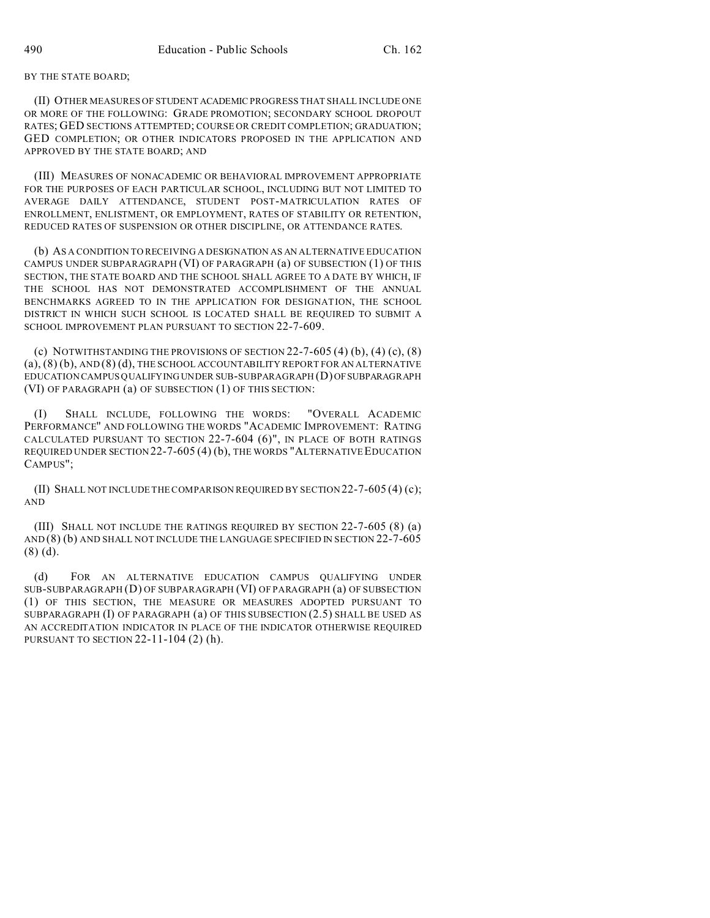BY THE STATE BOARD;

(II) OTHER MEASURES OF STUDENT ACADEMIC PROGRESS THAT SHALL INCLUDE ONE OR MORE OF THE FOLLOWING: GRADE PROMOTION; SECONDARY SCHOOL DROPOUT RATES; GED SECTIONS ATTEMPTED; COURSE OR CREDIT COMPLETION; GRADUATION; GED COMPLETION; OR OTHER INDICATORS PROPOSED IN THE APPLICATION AND APPROVED BY THE STATE BOARD; AND

(III) MEASURES OF NONACADEMIC OR BEHAVIORAL IMPROVEMENT APPROPRIATE FOR THE PURPOSES OF EACH PARTICULAR SCHOOL, INCLUDING BUT NOT LIMITED TO AVERAGE DAILY ATTENDANCE, STUDENT POST-MATRICULATION RATES OF ENROLLMENT, ENLISTMENT, OR EMPLOYMENT, RATES OF STABILITY OR RETENTION, REDUCED RATES OF SUSPENSION OR OTHER DISCIPLINE, OR ATTENDANCE RATES.

(b) AS A CONDITION TO RECEIVING A DESIGNATION AS AN ALTERNATIVE EDUCATION CAMPUS UNDER SUBPARAGRAPH (VI) OF PARAGRAPH (a) OF SUBSECTION (1) OF THIS SECTION, THE STATE BOARD AND THE SCHOOL SHALL AGREE TO A DATE BY WHICH, IF THE SCHOOL HAS NOT DEMONSTRATED ACCOMPLISHMENT OF THE ANNUAL BENCHMARKS AGREED TO IN THE APPLICATION FOR DESIGNATION, THE SCHOOL DISTRICT IN WHICH SUCH SCHOOL IS LOCATED SHALL BE REQUIRED TO SUBMIT A SCHOOL IMPROVEMENT PLAN PURSUANT TO SECTION 22-7-609.

(c) NOTWITHSTANDING THE PROVISIONS OF SECTION 22-7-605 (4) (b), (4) (c), (8) (a), (8) (b), AND (8) (d), THE SCHOOL ACCOUNTABILITY REPORT FOR AN ALTERNATIVE EDUCATION CAMPUS QUALIFYING UNDER SUB-SUBPARAGRAPH (D) OF SUBPARAGRAPH (VI) OF PARAGRAPH (a) OF SUBSECTION (1) OF THIS SECTION:

(I) SHALL INCLUDE, FOLLOWING THE WORDS: "OVERALL ACADEMIC PERFORMANCE" AND FOLLOWING THE WORDS "ACADEMIC IMPROVEMENT: RATING CALCULATED PURSUANT TO SECTION 22-7-604 (6)", IN PLACE OF BOTH RATINGS REQUIRED UNDER SECTION 22-7-605 (4) (b), THE WORDS "ALTERNATIVE EDUCATION CAMPUS";

(II) SHALL NOT INCLUDE THE COMPARISON REQUIRED BY SECTION 22-7-605 (4) (c); AND

(III) SHALL NOT INCLUDE THE RATINGS REQUIRED BY SECTION 22-7-605 (8) (a) AND (8) (b) AND SHALL NOT INCLUDE THE LANGUAGE SPECIFIED IN SECTION 22-7-605 (8) (d).

(d) FOR AN ALTERNATIVE EDUCATION CAMPUS QUALIFYING UNDER SUB-SUBPARAGRAPH (D) OF SUBPARAGRAPH (VI) OF PARAGRAPH (a) OF SUBSECTION (1) OF THIS SECTION, THE MEASURE OR MEASURES ADOPTED PURSUANT TO SUBPARAGRAPH (I) OF PARAGRAPH (a) OF THIS SUBSECTION (2.5) SHALL BE USED AS AN ACCREDITATION INDICATOR IN PLACE OF THE INDICATOR OTHERWISE REQUIRED PURSUANT TO SECTION 22-11-104 (2) (h).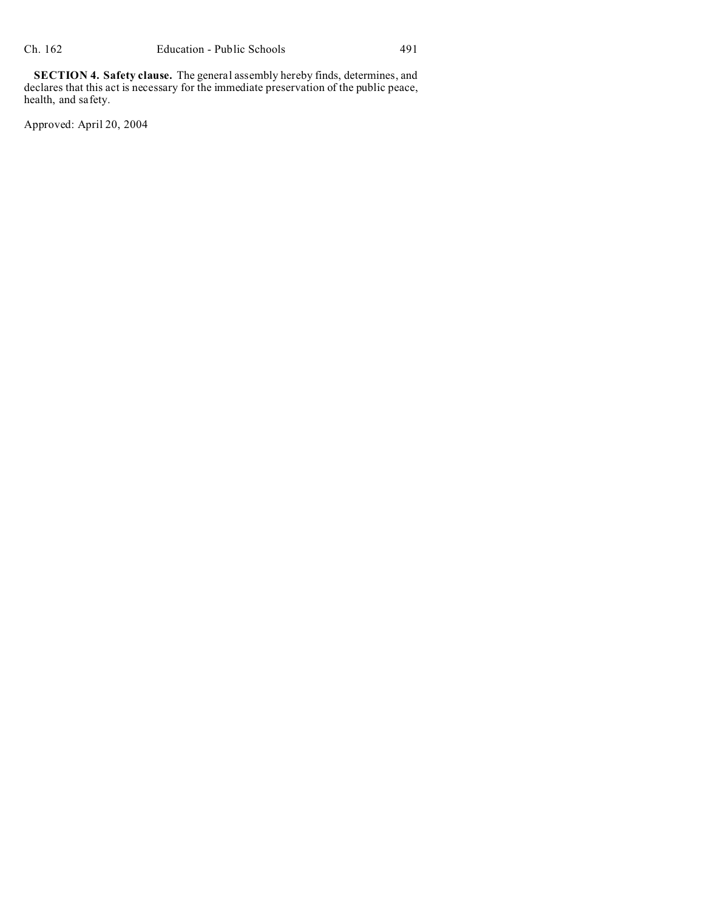**SECTION 4. Safety clause.** The general assembly hereby finds, determines, and declares that this act is necessary for the immediate preservation of the public peace, health, and safety.

Approved: April 20, 2004